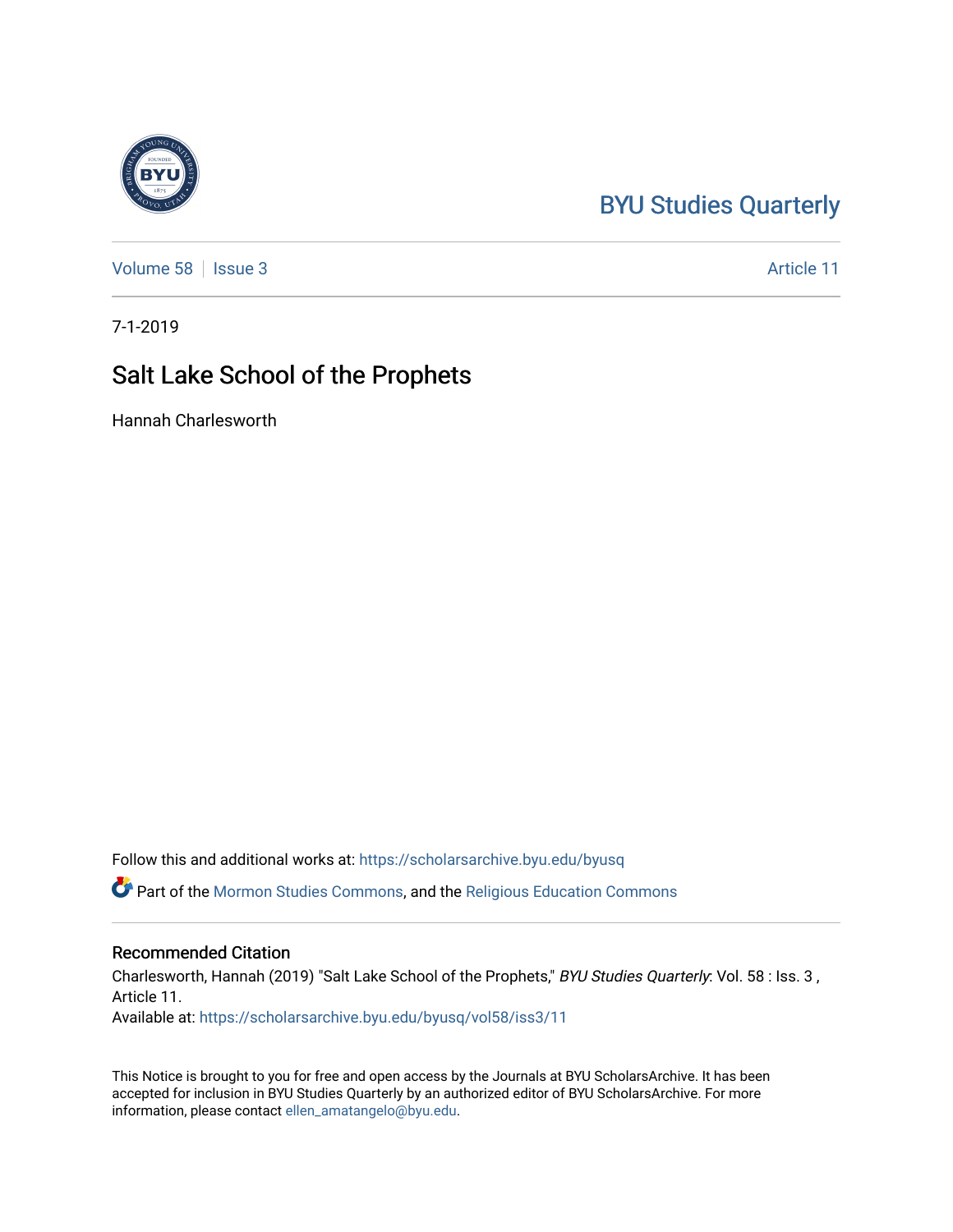BYU Studies Quarterly

Volume 58 | Issue 3 Article 11

7-1-2019

# Salt Lake School of the Prophets

Hannah Charlesworth

Follow this and additional works at: https://scholarsarchive.byu.edu/byusq

Part of the Mormon Studies Commons, and the Religious Education Commons

## Recommended Citation

Charlesworth, Hannah (2019) "Salt Lake School of the Prophets," *BYU Studies Quarterly*: Vol. 58 : Iss. 3 , Article 11.

Available at: https://scholarsarchive.byu.edu/byusq/vol58/iss3/11

This Notice is brought to you for free and open access by the Journals at BYU ScholarsArchive. It has been accepted for inclusion in BYU Studies Quarterly by an authorized editor of BYU ScholarsArchive. For more information, please contact ellen_amatangelo@byu.edu.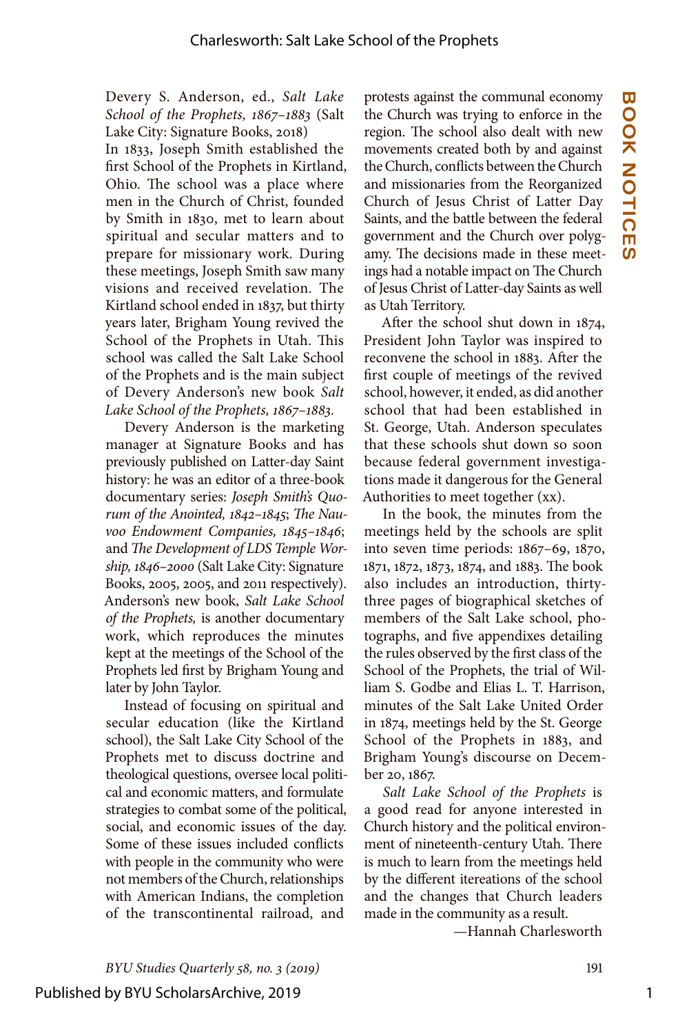Devery S. Anderson, ed., *Salt Lake School of the Prophets, 1867–1883* (Salt Lake City: Signature Books, 2018)

In 1833, Joseph Smith established the first School of the Prophets in Kirtland, Ohio. The school was a place where men in the Church of Christ, founded by Smith in 1830, met to learn about spiritual and secular matters and to prepare for missionary work. During these meetings, Joseph Smith saw many visions and received revelation. The Kirtland school ended in 1837, but thirty years later, Brigham Young revived the School of the Prophets in Utah. This school was called the Salt Lake School of the Prophets and is the main subject of Devery Anderson's new book *Salt Lake School of the Prophets, 1867–1883.*

Devery Anderson is the marketing manager at Signature Books and has previously published on Latter-day Saint history: he was an editor of a three-book documentary series: *Joseph Smith's Quorum of the Anointed, 1842–1845*; *The Nauvoo Endowment Companies, 1845–1846*; and *The Development of LDS Temple Worship, 1846–2000* (Salt Lake City: Signature Books, 2005, 2005, and 2011 respectively). Anderson's new book, *Salt Lake School of the Prophets,* is another documentary work, which reproduces the minutes kept at the meetings of the School of the Prophets led first by Brigham Young and later by John Taylor.

Instead of focusing on spiritual and secular education (like the Kirtland school), the Salt Lake City School of the Prophets met to discuss doctrine and theological questions, oversee local political and economic matters, and formulate strategies to combat some of the political, social, and economic issues of the day. Some of these issues included conflicts with people in the community who were not members of the Church, relationships with American Indians, the completion of the transcontinental railroad, and protests against the communal economy the Church was trying to enforce in the region. The school also dealt with new movements created both by and against the Church, conflicts between the Church and missionaries from the Reorganized Church of Jesus Christ of Latter Day Saints, and the battle between the federal government and the Church over polygamy. The decisions made in these meetings had a notable impact on The Church of Jesus Christ of Latter-day Saints as well as Utah Territory.

After the school shut down in 1874, President John Taylor was inspired to reconvene the school in 1883. After the first couple of meetings of the revived school, however, it ended, as did another school that had been established in St. George, Utah. Anderson speculates that these schools shut down so soon because federal government investigations made it dangerous for the General Authorities to meet together (xx).

In the book, the minutes from the meetings held by the schools are split into seven time periods: 1867–69, 1870, 1871, 1872, 1873, 1874, and 1883. The book also includes an introduction, thirty-three pages of biographical sketches of members of the Salt Lake school, photographs, and five appendixes detailing the rules observed by the first class of the School of the Prophets, the trial of William S. Godbe and Elias L. T. Harrison, minutes of the Salt Lake United Order in 1874, meetings held by the St. George School of the Prophets in 1883, and Brigham Young's discourse on December 20, 1867.

*Salt Lake School of the Prophets* is a good read for anyone interested in Church history and the political environment of nineteenth-century Utah. There is much to learn from the meetings held by the different itereations of the school and the changes that Church leaders made in the community as a result.

—Hannah Charlesworth